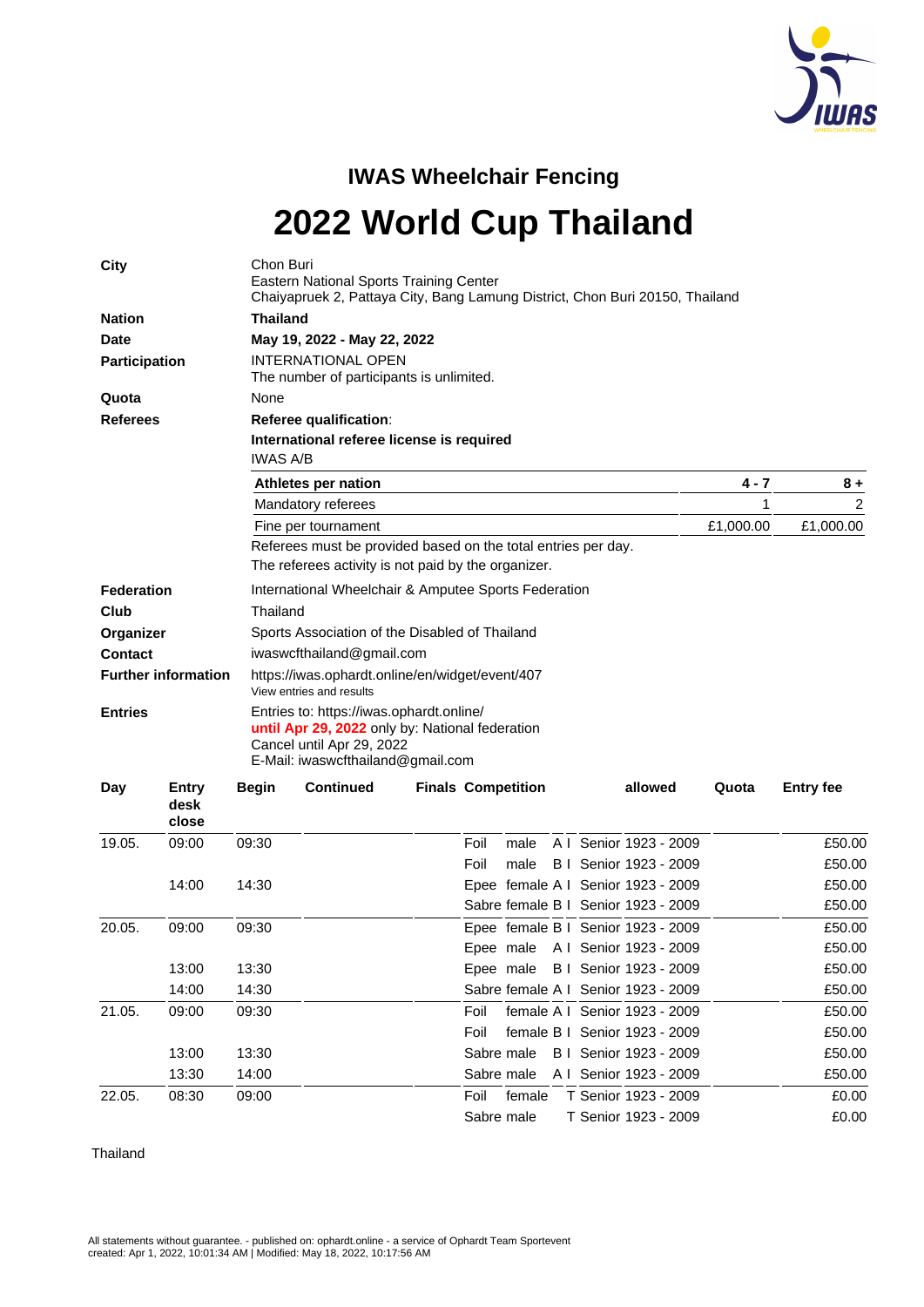## IWAS Wheelchair Fencing

# 2022 World Cup Thailand

| | |
|---|---|
| **City** | Chon Buri<br>Eastern National Sports Training Center<br>Chaiyapruek 2, Pattaya City, Bang Lamung District, Chon Buri 20150, Thailand |
| **Nation** | **Thailand** |
| **Date** | **May 19, 2022 - May 22, 2022** |
| **Participation** | INTERNATIONAL OPEN<br>The number of participants is unlimited. |
| **Quota** | None |
| **Referees** | **Referee qualification**:<br>**International referee license is required**<br>IWAS A/B |

| **Athletes per nation** | **4 - 7** | **8 +** |
|---|---|---|
| Mandatory referees | 1 | 2 |
| Fine per tournament | £1,000.00 | £1,000.00 |

Referees must be provided based on the total entries per day.
The referees activity is not paid by the organizer.

| | |
|---|---|
| **Federation** | International Wheelchair & Amputee Sports Federation |
| **Club** | Thailand |
| **Organizer** | Sports Association of the Disabled of Thailand |
| **Contact** | iwaswcfthailand@gmail.com |
| **Further information** | https://iwas.ophardt.online/en/widget/event/407<br>View entries and results |
| **Entries** | Entries to: https://iwas.ophardt.online/<br>**until Apr 29, 2022** only by: National federation<br>Cancel until Apr 29, 2022<br>E-Mail: iwaswcfthailand@gmail.com |

| Day | Entry desk close | Begin | Continued | Finals | Competition | allowed | Quota | Entry fee |
|---|---|---|---|---|---|---|---|---|
| 19.05. | 09:00 | 09:30 | | | Foil male A I | Senior 1923 - 2009 | | £50.00 |
| | | | | | Foil male B I | Senior 1923 - 2009 | | £50.00 |
| | 14:00 | 14:30 | | | Epee female A I | Senior 1923 - 2009 | | £50.00 |
| | | | | | Sabre female B I | Senior 1923 - 2009 | | £50.00 |
| 20.05. | 09:00 | 09:30 | | | Epee female B I | Senior 1923 - 2009 | | £50.00 |
| | | | | | Epee male A I | Senior 1923 - 2009 | | £50.00 |
| | 13:00 | 13:30 | | | Epee male B I | Senior 1923 - 2009 | | £50.00 |
| | 14:00 | 14:30 | | | Sabre female A I | Senior 1923 - 2009 | | £50.00 |
| 21.05. | 09:00 | 09:30 | | | Foil female A I | Senior 1923 - 2009 | | £50.00 |
| | | | | | Foil female B I | Senior 1923 - 2009 | | £50.00 |
| | 13:00 | 13:30 | | | Sabre male B I | Senior 1923 - 2009 | | £50.00 |
| | 13:30 | 14:00 | | | Sabre male A I | Senior 1923 - 2009 | | £50.00 |
| 22.05. | 08:30 | 09:00 | | | Foil female T | Senior 1923 - 2009 | | £0.00 |
| | | | | | Sabre male T | Senior 1923 - 2009 | | £0.00 |

Thailand

All statements without guarantee. - published on: ophardt.online - a service of Ophardt Team Sportevent
created: Apr 1, 2022, 10:01:34 AM | Modified: May 18, 2022, 10:17:56 AM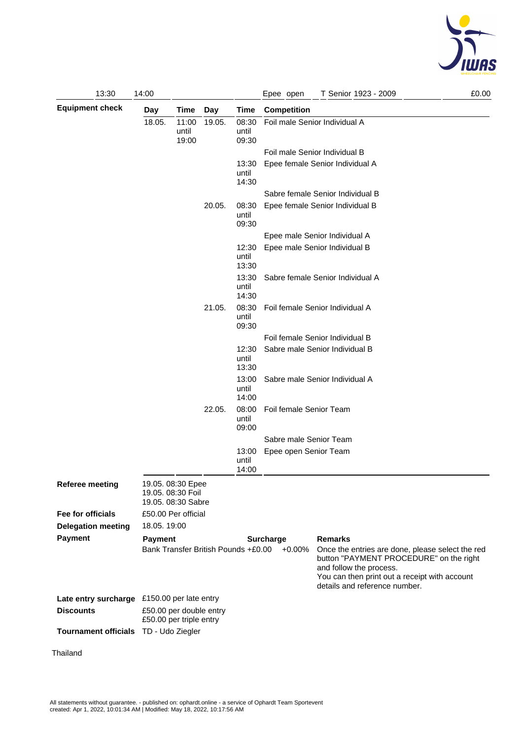| 13:30 | 14:00 | | | | Epee open | T Senior 1923 - 2009 | £0.00 |
|---|---|---|---|---|---|---|---|

**Equipment check**

| Day | Time | Day | Time | Competition |
|---|---|---|---|---|
| 18.05. | 11:00 until 19:00 | 19.05. | 08:30 until 09:30 | Foil male Senior Individual A |
| | | | | Foil male Senior Individual B |
| | | | 13:30 until 14:30 | Epee female Senior Individual A |
| | | | | Sabre female Senior Individual B |
| | | 20.05. | 08:30 until 09:30 | Epee female Senior Individual B |
| | | | | Epee male Senior Individual A |
| | | | 12:30 until 13:30 | Epee male Senior Individual B |
| | | | 13:30 until 14:30 | Sabre female Senior Individual A |
| | | 21.05. | 08:30 until 09:30 | Foil female Senior Individual A |
| | | | | Foil female Senior Individual B |
| | | | 12:30 until 13:30 | Sabre male Senior Individual B |
| | | | 13:00 until 14:00 | Sabre male Senior Individual A |
| | | 22.05. | 08:00 until 09:00 | Foil female Senior Team |
| | | | | Sabre male Senior Team |
| | | | 13:00 until 14:00 | Epee open Senior Team |

**Referee meeting** 19.05. 08:30 Epee
19.05. 08:30 Foil
19.05. 08:30 Sabre

**Fee for officials** £50.00 Per official

**Delegation meeting** 18.05. 19:00

**Payment**

| Payment | Surcharge | Remarks |
|---|---|---|
| Bank Transfer British Pounds +£0.00 | +0.00% | Once the entries are done, please select the red button "PAYMENT PROCEDURE" on the right and follow the process. You can then print out a receipt with account details and reference number. |

**Late entry surcharge** £150.00 per late entry

**Discounts** £50.00 per double entry
£50.00 per triple entry

**Tournament officials** TD - Udo Ziegler

Thailand

All statements without guarantee. - published on: ophardt.online - a service of Ophardt Team Sportevent
created: Apr 1, 2022, 10:01:34 AM | Modified: May 18, 2022, 10:17:56 AM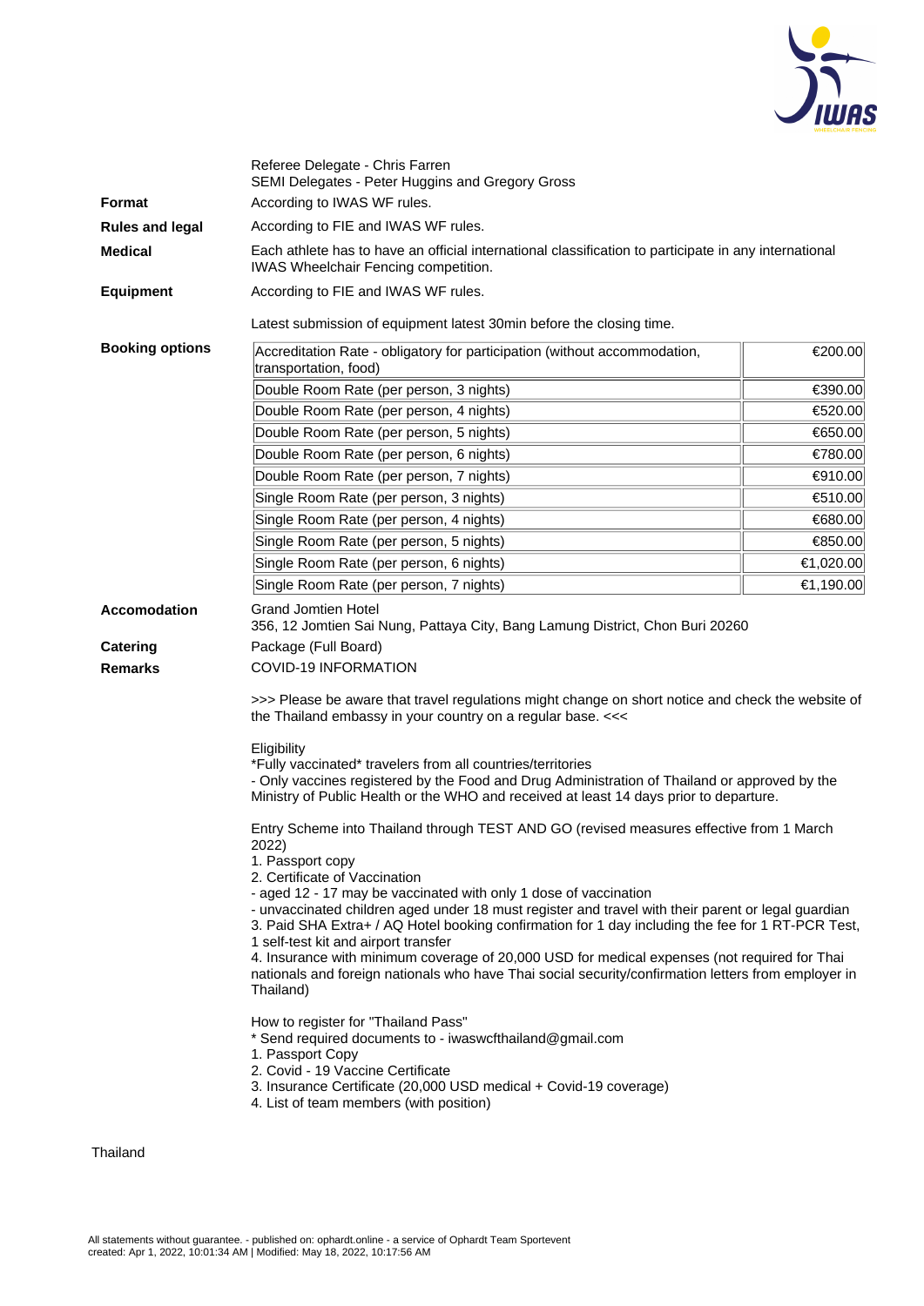Referee Delegate - Chris Farren
SEMI Delegates - Peter Huggins and Gregory Gross

**Format**

According to IWAS WF rules.

**Rules and legal**

According to FIE and IWAS WF rules.

**Medical**

Each athlete has to have an official international classification to participate in any international IWAS Wheelchair Fencing competition.

**Equipment**

According to FIE and IWAS WF rules.

Latest submission of equipment latest 30min before the closing time.

**Booking options**

| Option | Price |
|---|---|
| Accreditation Rate - obligatory for participation (without accommodation, transportation, food) | €200.00 |
| Double Room Rate (per person, 3 nights) | €390.00 |
| Double Room Rate (per person, 4 nights) | €520.00 |
| Double Room Rate (per person, 5 nights) | €650.00 |
| Double Room Rate (per person, 6 nights) | €780.00 |
| Double Room Rate (per person, 7 nights) | €910.00 |
| Single Room Rate (per person, 3 nights) | €510.00 |
| Single Room Rate (per person, 4 nights) | €680.00 |
| Single Room Rate (per person, 5 nights) | €850.00 |
| Single Room Rate (per person, 6 nights) | €1,020.00 |
| Single Room Rate (per person, 7 nights) | €1,190.00 |

**Accomodation**

Grand Jomtien Hotel
356, 12 Jomtien Sai Nung, Pattaya City, Bang Lamung District, Chon Buri 20260

**Catering**

Package (Full Board)

**Remarks**

COVID-19 INFORMATION

>>> Please be aware that travel regulations might change on short notice and check the website of the Thailand embassy in your country on a regular base. <<<

Eligibility
*Fully vaccinated* travelers from all countries/territories
- Only vaccines registered by the Food and Drug Administration of Thailand or approved by the Ministry of Public Health or the WHO and received at least 14 days prior to departure.

Entry Scheme into Thailand through TEST AND GO (revised measures effective from 1 March 2022)
1. Passport copy
2. Certificate of Vaccination
- aged 12 - 17 may be vaccinated with only 1 dose of vaccination
- unvaccinated children aged under 18 must register and travel with their parent or legal guardian
3. Paid SHA Extra+ / AQ Hotel booking confirmation for 1 day including the fee for 1 RT-PCR Test, 1 self-test kit and airport transfer
4. Insurance with minimum coverage of 20,000 USD for medical expenses (not required for Thai nationals and foreign nationals who have Thai social security/confirmation letters from employer in Thailand)

How to register for "Thailand Pass"
* Send required documents to - iwaswcfthailand@gmail.com
1. Passport Copy
2. Covid - 19 Vaccine Certificate
3. Insurance Certificate (20,000 USD medical + Covid-19 coverage)
4. List of team members (with position)

Thailand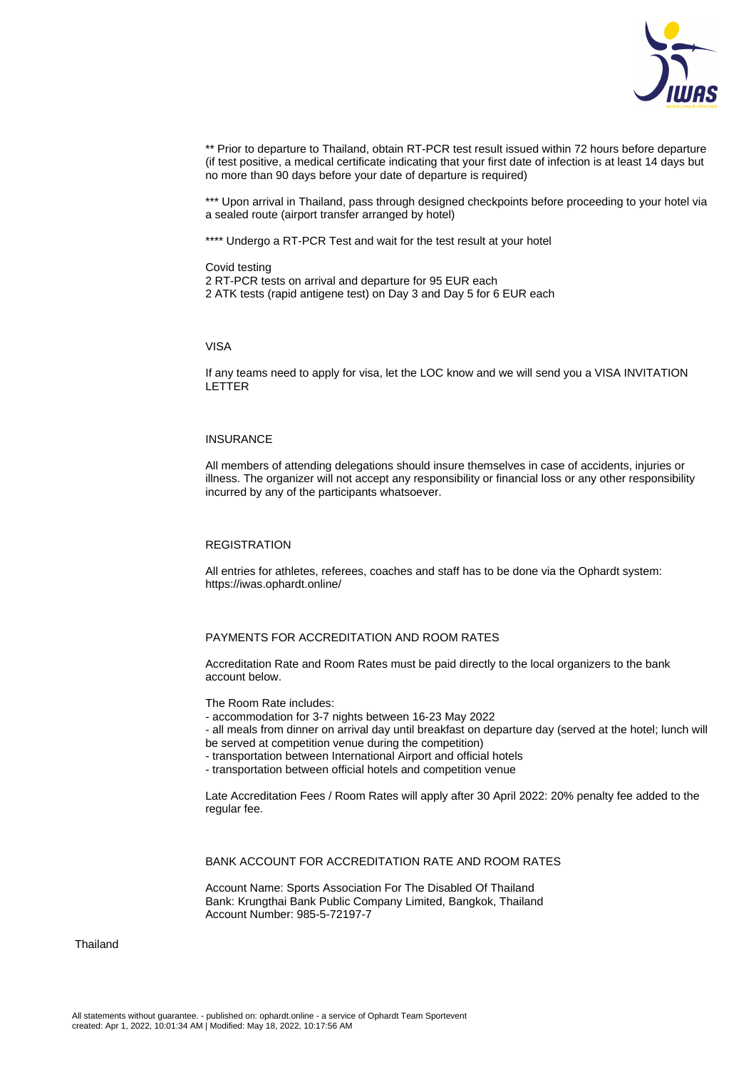** Prior to departure to Thailand, obtain RT-PCR test result issued within 72 hours before departure (if test positive, a medical certificate indicating that your first date of infection is at least 14 days but no more than 90 days before your date of departure is required)

*** Upon arrival in Thailand, pass through designed checkpoints before proceeding to your hotel via a sealed route (airport transfer arranged by hotel)

**** Undergo a RT-PCR Test and wait for the test result at your hotel

Covid testing
2 RT-PCR tests on arrival and departure for 95 EUR each
2 ATK tests (rapid antigene test) on Day 3 and Day 5 for 6 EUR each

## VISA

If any teams need to apply for visa, let the LOC know and we will send you a VISA INVITATION LETTER

## INSURANCE

All members of attending delegations should insure themselves in case of accidents, injuries or illness. The organizer will not accept any responsibility or financial loss or any other responsibility incurred by any of the participants whatsoever.

## REGISTRATION

All entries for athletes, referees, coaches and staff has to be done via the Ophardt system: https://iwas.ophardt.online/

## PAYMENTS FOR ACCREDITATION AND ROOM RATES

Accreditation Rate and Room Rates must be paid directly to the local organizers to the bank account below.

The Room Rate includes:
- accommodation for 3-7 nights between 16-23 May 2022
- all meals from dinner on arrival day until breakfast on departure day (served at the hotel; lunch will be served at competition venue during the competition)
- transportation between International Airport and official hotels
- transportation between official hotels and competition venue

Late Accreditation Fees / Room Rates will apply after 30 April 2022: 20% penalty fee added to the regular fee.

## BANK ACCOUNT FOR ACCREDITATION RATE AND ROOM RATES

Account Name: Sports Association For The Disabled Of Thailand
Bank: Krungthai Bank Public Company Limited, Bangkok, Thailand
Account Number: 985-5-72197-7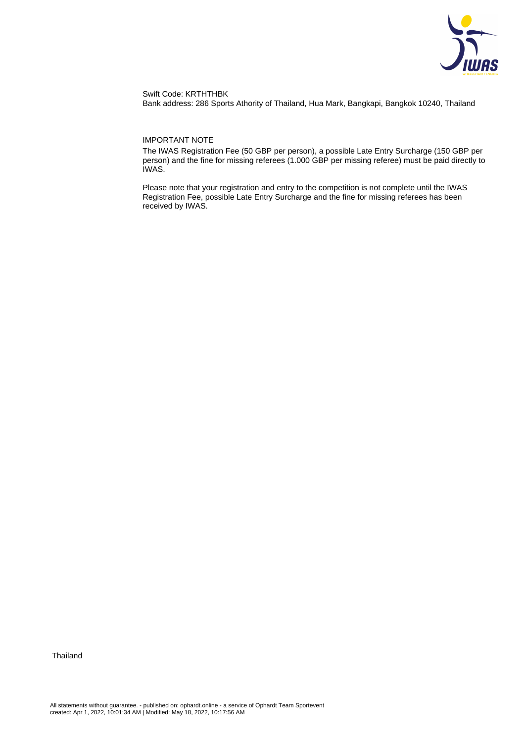Swift Code: KRTHTHBK
Bank address: 286 Sports Athority of Thailand, Hua Mark, Bangkapi, Bangkok 10240, Thailand

IMPORTANT NOTE

The IWAS Registration Fee (50 GBP per person), a possible Late Entry Surcharge (150 GBP per person) and the fine for missing referees (1.000 GBP per missing referee) must be paid directly to IWAS.

Please note that your registration and entry to the competition is not complete until the IWAS Registration Fee, possible Late Entry Surcharge and the fine for missing referees has been received by IWAS.

Thailand

All statements without guarantee. - published on: ophardt.online - a service of Ophardt Team Sportevent
created: Apr 1, 2022, 10:01:34 AM | Modified: May 18, 2022, 10:17:56 AM